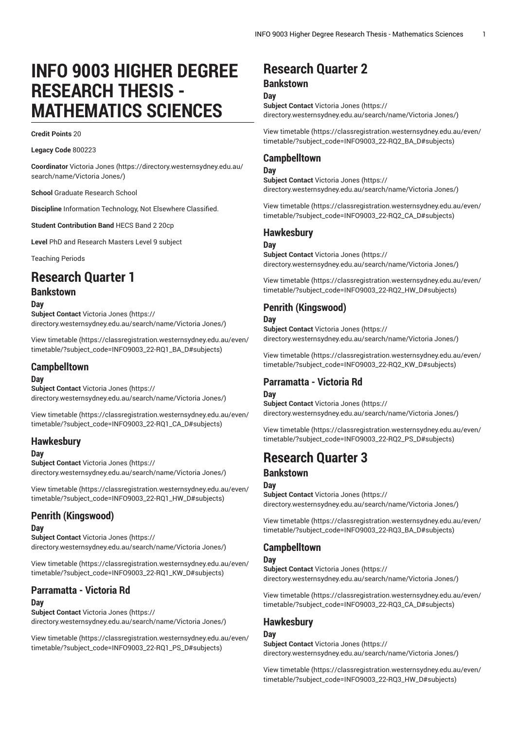# INFO 9003 HIGHER DEGREE RESEARCH THESIS - MATHEMATICS SCIENCES

**Credit Points** 20

**Legacy Code** 800223

**Coordinator** Victoria Jones (https://directory.westernsydney.edu.au/search/name/Victoria Jones/)

**School** Graduate Research School

**Discipline** Information Technology, Not Elsewhere Classified.

**Student Contribution Band** HECS Band 2 20cp

**Level** PhD and Research Masters Level 9 subject

Teaching Periods

# Research Quarter 1

## Bankstown

### Day

**Subject Contact** Victoria Jones (https://directory.westernsydney.edu.au/search/name/Victoria Jones/)

View timetable (https://classregistration.westernsydney.edu.au/even/timetable/?subject_code=INFO9003_22-RQ1_BA_D#subjects)

## Campbelltown

### Day

**Subject Contact** Victoria Jones (https://directory.westernsydney.edu.au/search/name/Victoria Jones/)

View timetable (https://classregistration.westernsydney.edu.au/even/timetable/?subject_code=INFO9003_22-RQ1_CA_D#subjects)

## Hawkesbury

### Day

**Subject Contact** Victoria Jones (https://directory.westernsydney.edu.au/search/name/Victoria Jones/)

View timetable (https://classregistration.westernsydney.edu.au/even/timetable/?subject_code=INFO9003_22-RQ1_HW_D#subjects)

## Penrith (Kingswood)

### Day

**Subject Contact** Victoria Jones (https://directory.westernsydney.edu.au/search/name/Victoria Jones/)

View timetable (https://classregistration.westernsydney.edu.au/even/timetable/?subject_code=INFO9003_22-RQ1_KW_D#subjects)

## Parramatta - Victoria Rd

### Day

**Subject Contact** Victoria Jones (https://directory.westernsydney.edu.au/search/name/Victoria Jones/)

View timetable (https://classregistration.westernsydney.edu.au/even/timetable/?subject_code=INFO9003_22-RQ1_PS_D#subjects)

# Research Quarter 2

## Bankstown

### Day

**Subject Contact** Victoria Jones (https://directory.westernsydney.edu.au/search/name/Victoria Jones/)

View timetable (https://classregistration.westernsydney.edu.au/even/timetable/?subject_code=INFO9003_22-RQ2_BA_D#subjects)

## Campbelltown

### Day

**Subject Contact** Victoria Jones (https://directory.westernsydney.edu.au/search/name/Victoria Jones/)

View timetable (https://classregistration.westernsydney.edu.au/even/timetable/?subject_code=INFO9003_22-RQ2_CA_D#subjects)

## Hawkesbury

### Day

**Subject Contact** Victoria Jones (https://directory.westernsydney.edu.au/search/name/Victoria Jones/)

View timetable (https://classregistration.westernsydney.edu.au/even/timetable/?subject_code=INFO9003_22-RQ2_HW_D#subjects)

## Penrith (Kingswood)

### Day

**Subject Contact** Victoria Jones (https://directory.westernsydney.edu.au/search/name/Victoria Jones/)

View timetable (https://classregistration.westernsydney.edu.au/even/timetable/?subject_code=INFO9003_22-RQ2_KW_D#subjects)

## Parramatta - Victoria Rd

### Day

**Subject Contact** Victoria Jones (https://directory.westernsydney.edu.au/search/name/Victoria Jones/)

View timetable (https://classregistration.westernsydney.edu.au/even/timetable/?subject_code=INFO9003_22-RQ2_PS_D#subjects)

# Research Quarter 3

## Bankstown

### Day

**Subject Contact** Victoria Jones (https://directory.westernsydney.edu.au/search/name/Victoria Jones/)

View timetable (https://classregistration.westernsydney.edu.au/even/timetable/?subject_code=INFO9003_22-RQ3_BA_D#subjects)

## Campbelltown

### Day

**Subject Contact** Victoria Jones (https://directory.westernsydney.edu.au/search/name/Victoria Jones/)

View timetable (https://classregistration.westernsydney.edu.au/even/timetable/?subject_code=INFO9003_22-RQ3_CA_D#subjects)

## Hawkesbury

### Day

**Subject Contact** Victoria Jones (https://directory.westernsydney.edu.au/search/name/Victoria Jones/)

View timetable (https://classregistration.westernsydney.edu.au/even/timetable/?subject_code=INFO9003_22-RQ3_HW_D#subjects)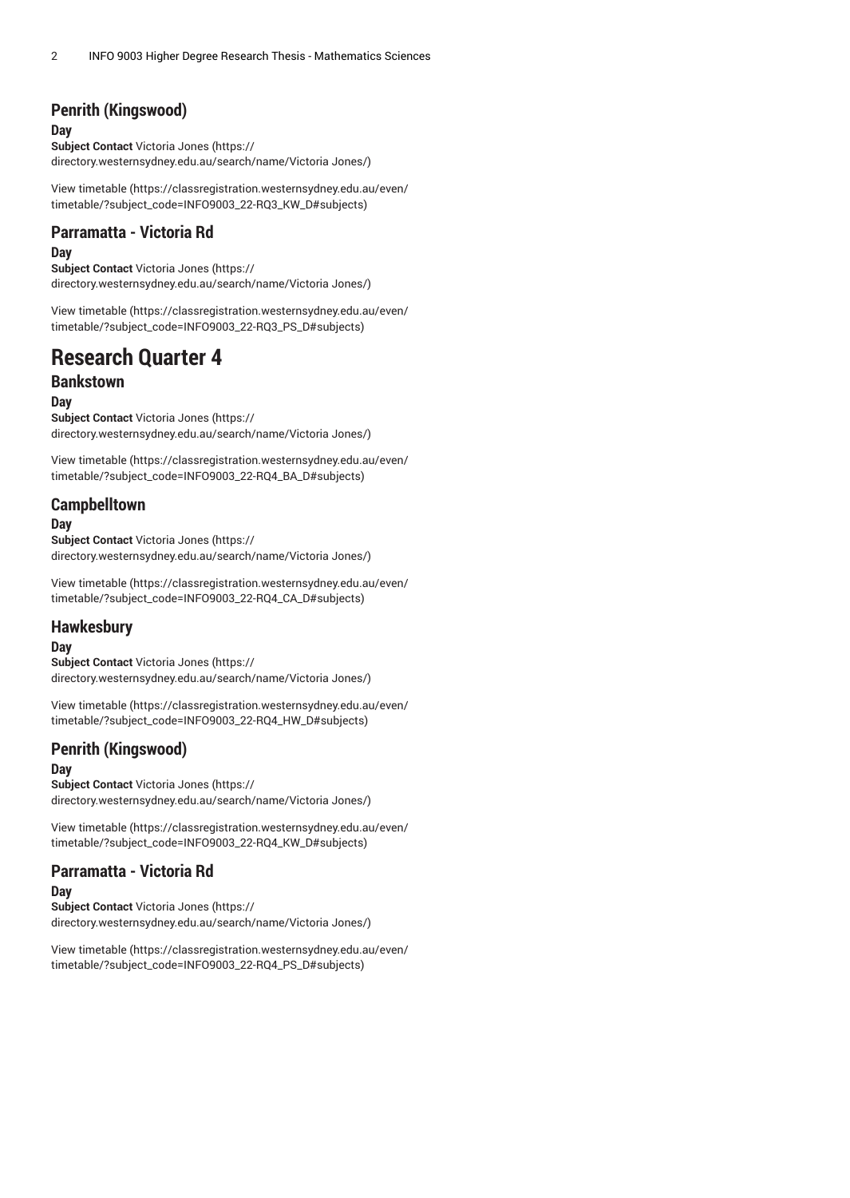### Penrith (Kingswood)

**Day**

**Subject Contact** Victoria Jones (https://directory.westernsydney.edu.au/search/name/Victoria Jones/)

View timetable (https://classregistration.westernsydney.edu.au/even/timetable/?subject_code=INFO9003_22-RQ3_KW_D#subjects)

### Parramatta - Victoria Rd

**Day**

**Subject Contact** Victoria Jones (https://directory.westernsydney.edu.au/search/name/Victoria Jones/)

View timetable (https://classregistration.westernsydney.edu.au/even/timetable/?subject_code=INFO9003_22-RQ3_PS_D#subjects)

## Research Quarter 4

### Bankstown

**Day**

**Subject Contact** Victoria Jones (https://directory.westernsydney.edu.au/search/name/Victoria Jones/)

View timetable (https://classregistration.westernsydney.edu.au/even/timetable/?subject_code=INFO9003_22-RQ4_BA_D#subjects)

### Campbelltown

**Day**

**Subject Contact** Victoria Jones (https://directory.westernsydney.edu.au/search/name/Victoria Jones/)

View timetable (https://classregistration.westernsydney.edu.au/even/timetable/?subject_code=INFO9003_22-RQ4_CA_D#subjects)

### Hawkesbury

**Day**

**Subject Contact** Victoria Jones (https://directory.westernsydney.edu.au/search/name/Victoria Jones/)

View timetable (https://classregistration.westernsydney.edu.au/even/timetable/?subject_code=INFO9003_22-RQ4_HW_D#subjects)

### Penrith (Kingswood)

**Day**

**Subject Contact** Victoria Jones (https://directory.westernsydney.edu.au/search/name/Victoria Jones/)

View timetable (https://classregistration.westernsydney.edu.au/even/timetable/?subject_code=INFO9003_22-RQ4_KW_D#subjects)

### Parramatta - Victoria Rd

**Day**

**Subject Contact** Victoria Jones (https://directory.westernsydney.edu.au/search/name/Victoria Jones/)

View timetable (https://classregistration.westernsydney.edu.au/even/timetable/?subject_code=INFO9003_22-RQ4_PS_D#subjects)